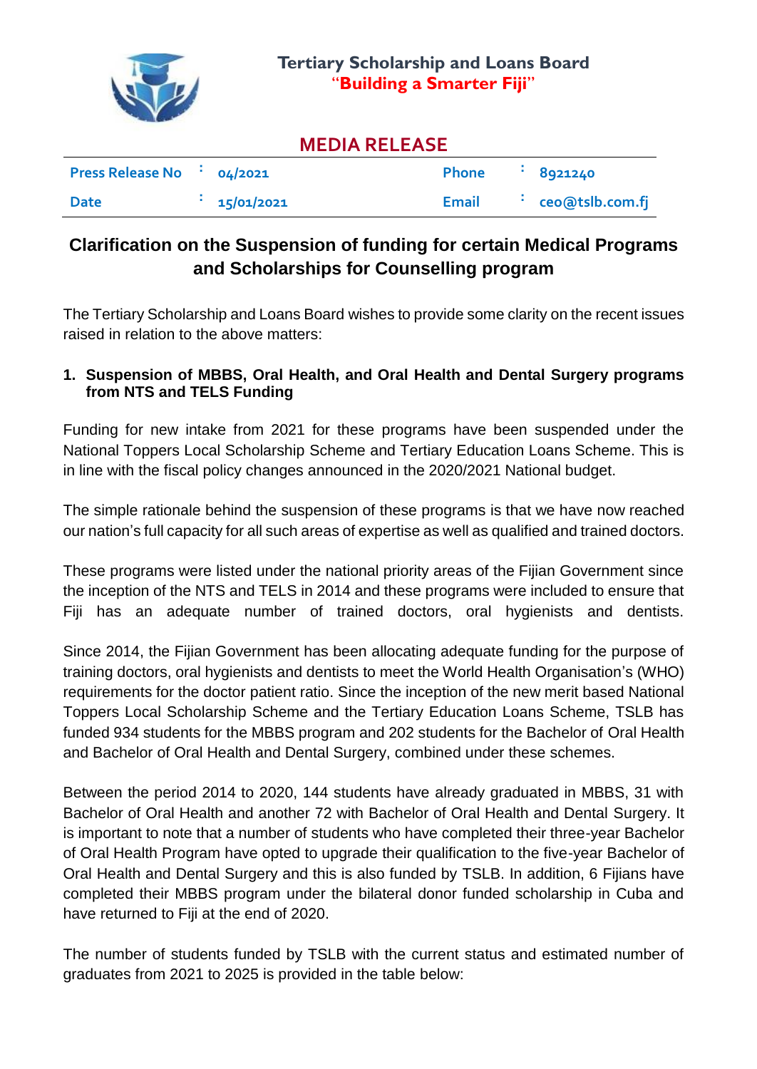**Tertiary Scholarship and Loans Board**
"**Building a Smarter Fiji**"

# MEDIA RELEASE

| Press Release No | : 04/2021 | Phone | : 8921240 |
|---|---|---|---|
| Date | : 15/01/2021 | Email | : ceo@tslb.com.fj |

## Clarification on the Suspension of funding for certain Medical Programs and Scholarships for Counselling program

The Tertiary Scholarship and Loans Board wishes to provide some clarity on the recent issues raised in relation to the above matters:

### 1. Suspension of MBBS, Oral Health, and Oral Health and Dental Surgery programs from NTS and TELS Funding

Funding for new intake from 2021 for these programs have been suspended under the National Toppers Local Scholarship Scheme and Tertiary Education Loans Scheme. This is in line with the fiscal policy changes announced in the 2020/2021 National budget.

The simple rationale behind the suspension of these programs is that we have now reached our nation's full capacity for all such areas of expertise as well as qualified and trained doctors.

These programs were listed under the national priority areas of the Fijian Government since the inception of the NTS and TELS in 2014 and these programs were included to ensure that Fiji has an adequate number of trained doctors, oral hygienists and dentists.

Since 2014, the Fijian Government has been allocating adequate funding for the purpose of training doctors, oral hygienists and dentists to meet the World Health Organisation's (WHO) requirements for the doctor patient ratio. Since the inception of the new merit based National Toppers Local Scholarship Scheme and the Tertiary Education Loans Scheme, TSLB has funded 934 students for the MBBS program and 202 students for the Bachelor of Oral Health and Bachelor of Oral Health and Dental Surgery, combined under these schemes.

Between the period 2014 to 2020, 144 students have already graduated in MBBS, 31 with Bachelor of Oral Health and another 72 with Bachelor of Oral Health and Dental Surgery. It is important to note that a number of students who have completed their three-year Bachelor of Oral Health Program have opted to upgrade their qualification to the five-year Bachelor of Oral Health and Dental Surgery and this is also funded by TSLB. In addition, 6 Fijians have completed their MBBS program under the bilateral donor funded scholarship in Cuba and have returned to Fiji at the end of 2020.

The number of students funded by TSLB with the current status and estimated number of graduates from 2021 to 2025 is provided in the table below: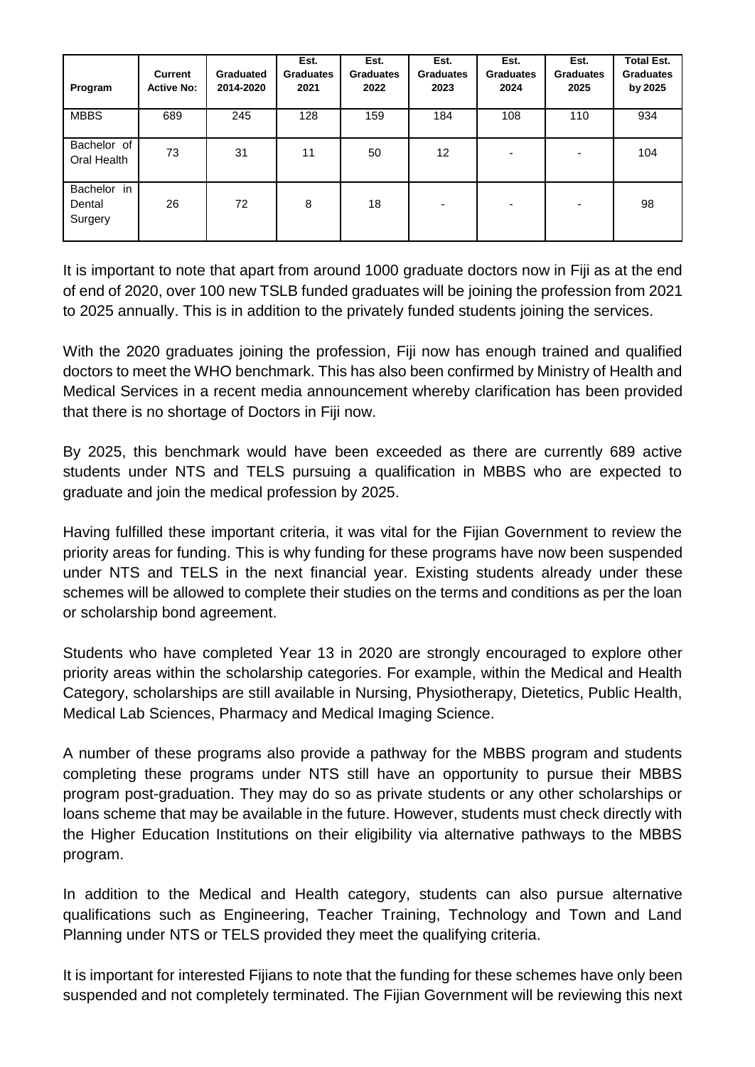| Program | Current Active No: | Graduated 2014-2020 | Est. Graduates 2021 | Est. Graduates 2022 | Est. Graduates 2023 | Est. Graduates 2024 | Est. Graduates 2025 | Total Est. Graduates by 2025 |
|---|---|---|---|---|---|---|---|---|
| MBBS | 689 | 245 | 128 | 159 | 184 | 108 | 110 | 934 |
| Bachelor of Oral Health | 73 | 31 | 11 | 50 | 12 | - | - | 104 |
| Bachelor in Dental Surgery | 26 | 72 | 8 | 18 | - | - | - | 98 |

It is important to note that apart from around 1000 graduate doctors now in Fiji as at the end of end of 2020, over 100 new TSLB funded graduates will be joining the profession from 2021 to 2025 annually. This is in addition to the privately funded students joining the services.

With the 2020 graduates joining the profession, Fiji now has enough trained and qualified doctors to meet the WHO benchmark. This has also been confirmed by Ministry of Health and Medical Services in a recent media announcement whereby clarification has been provided that there is no shortage of Doctors in Fiji now.

By 2025, this benchmark would have been exceeded as there are currently 689 active students under NTS and TELS pursuing a qualification in MBBS who are expected to graduate and join the medical profession by 2025.

Having fulfilled these important criteria, it was vital for the Fijian Government to review the priority areas for funding. This is why funding for these programs have now been suspended under NTS and TELS in the next financial year. Existing students already under these schemes will be allowed to complete their studies on the terms and conditions as per the loan or scholarship bond agreement.

Students who have completed Year 13 in 2020 are strongly encouraged to explore other priority areas within the scholarship categories. For example, within the Medical and Health Category, scholarships are still available in Nursing, Physiotherapy, Dietetics, Public Health, Medical Lab Sciences, Pharmacy and Medical Imaging Science.

A number of these programs also provide a pathway for the MBBS program and students completing these programs under NTS still have an opportunity to pursue their MBBS program post-graduation. They may do so as private students or any other scholarships or loans scheme that may be available in the future. However, students must check directly with the Higher Education Institutions on their eligibility via alternative pathways to the MBBS program.

In addition to the Medical and Health category, students can also pursue alternative qualifications such as Engineering, Teacher Training, Technology and Town and Land Planning under NTS or TELS provided they meet the qualifying criteria.

It is important for interested Fijians to note that the funding for these schemes have only been suspended and not completely terminated. The Fijian Government will be reviewing this next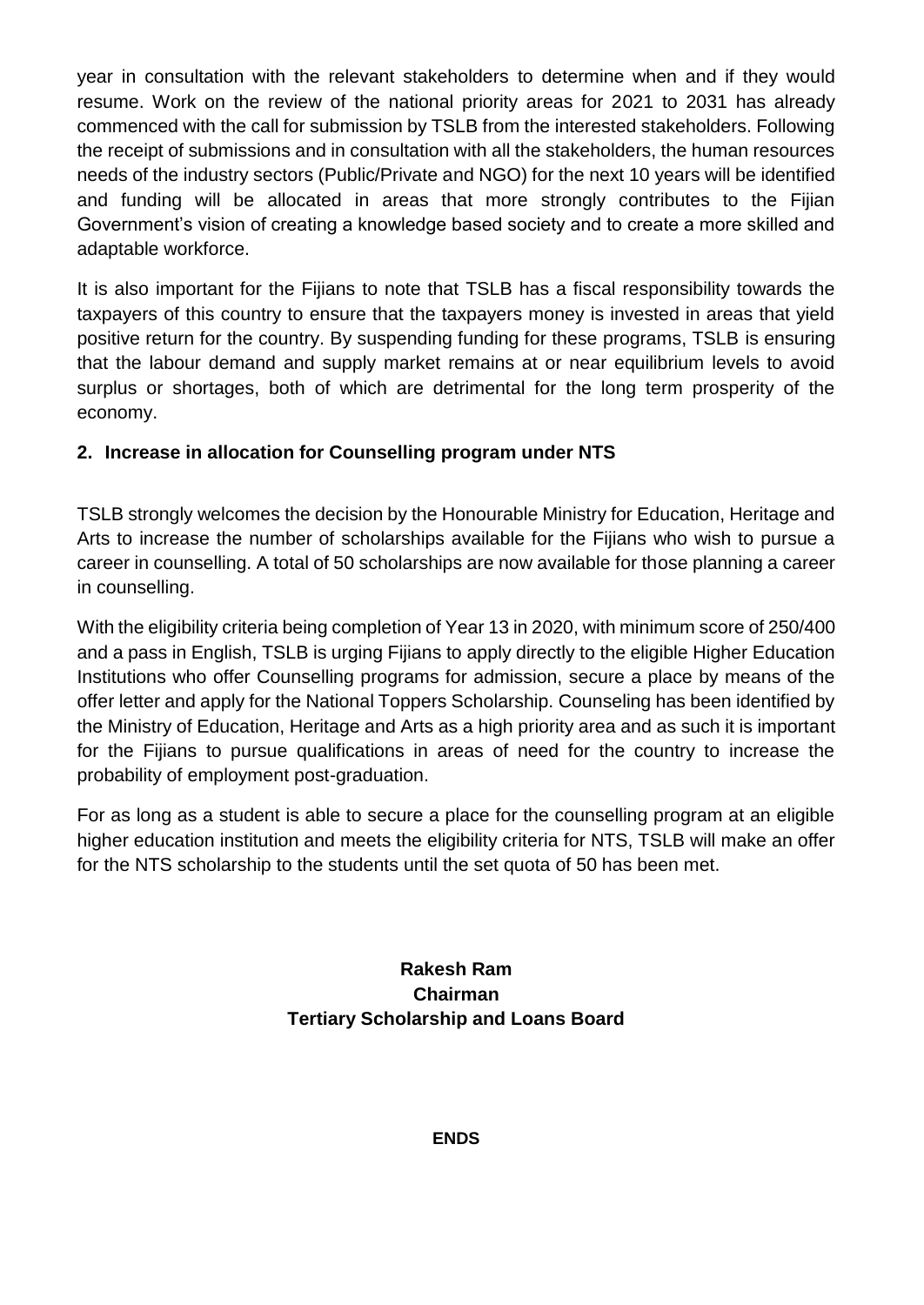year in consultation with the relevant stakeholders to determine when and if they would resume. Work on the review of the national priority areas for 2021 to 2031 has already commenced with the call for submission by TSLB from the interested stakeholders. Following the receipt of submissions and in consultation with all the stakeholders, the human resources needs of the industry sectors (Public/Private and NGO) for the next 10 years will be identified and funding will be allocated in areas that more strongly contributes to the Fijian Government's vision of creating a knowledge based society and to create a more skilled and adaptable workforce.

It is also important for the Fijians to note that TSLB has a fiscal responsibility towards the taxpayers of this country to ensure that the taxpayers money is invested in areas that yield positive return for the country. By suspending funding for these programs, TSLB is ensuring that the labour demand and supply market remains at or near equilibrium levels to avoid surplus or shortages, both of which are detrimental for the long term prosperity of the economy.

**2. Increase in allocation for Counselling program under NTS**

TSLB strongly welcomes the decision by the Honourable Ministry for Education, Heritage and Arts to increase the number of scholarships available for the Fijians who wish to pursue a career in counselling. A total of 50 scholarships are now available for those planning a career in counselling.

With the eligibility criteria being completion of Year 13 in 2020, with minimum score of 250/400 and a pass in English, TSLB is urging Fijians to apply directly to the eligible Higher Education Institutions who offer Counselling programs for admission, secure a place by means of the offer letter and apply for the National Toppers Scholarship. Counseling has been identified by the Ministry of Education, Heritage and Arts as a high priority area and as such it is important for the Fijians to pursue qualifications in areas of need for the country to increase the probability of employment post-graduation.

For as long as a student is able to secure a place for the counselling program at an eligible higher education institution and meets the eligibility criteria for NTS, TSLB will make an offer for the NTS scholarship to the students until the set quota of 50 has been met.

**Rakesh Ram**
**Chairman**
**Tertiary Scholarship and Loans Board**

**ENDS**